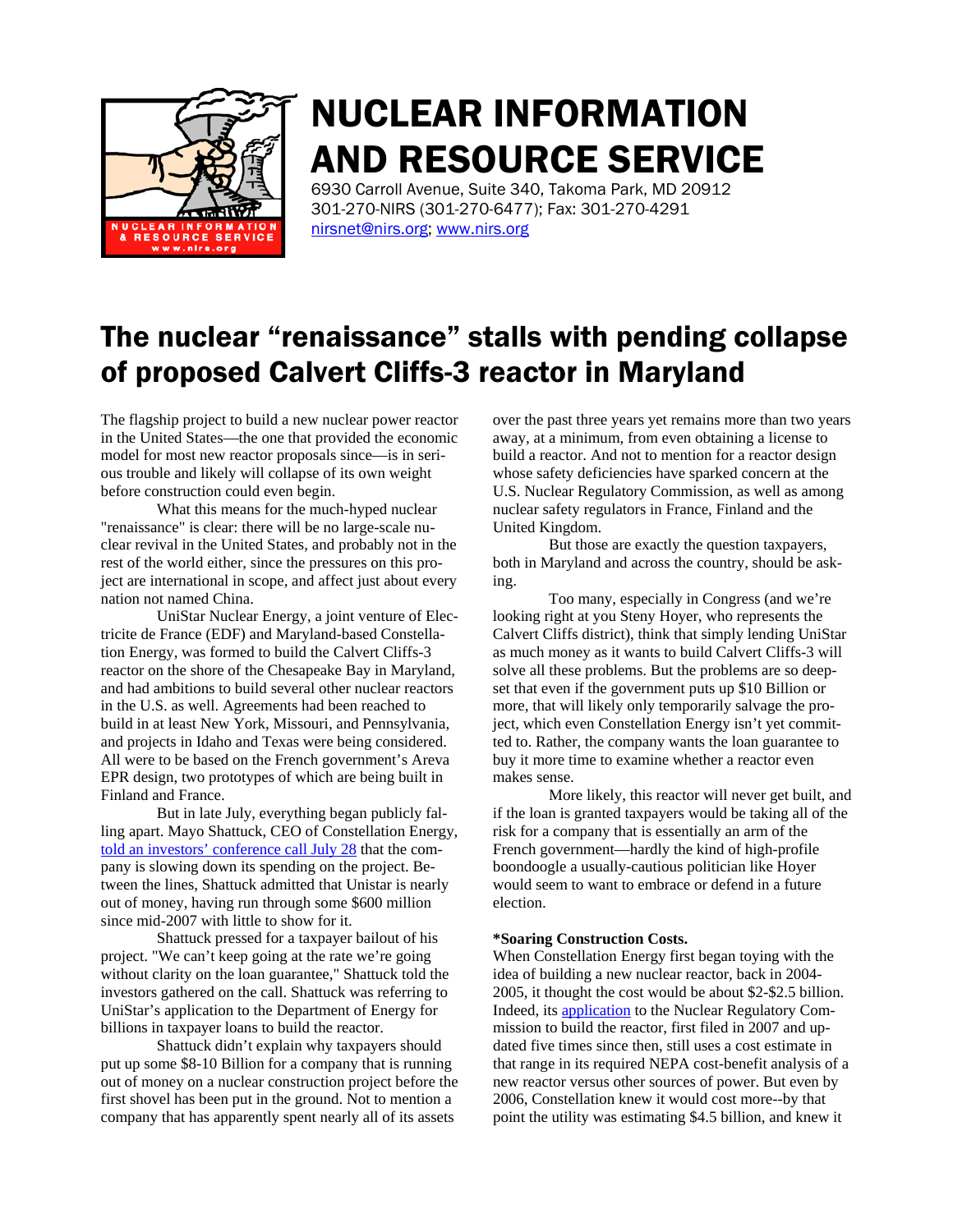# NUCLEAR INFORMATION AND RESOURCE SERVICE

6930 Carroll Avenue, Suite 340, Takoma Park, MD 20912
301-270-NIRS (301-270-6477); Fax: 301-270-4291
nirsnet@nirs.org; www.nirs.org

## The nuclear "renaissance" stalls with pending collapse of proposed Calvert Cliffs-3 reactor in Maryland

The flagship project to build a new nuclear power reactor in the United States—the one that provided the economic model for most new reactor proposals since—is in serious trouble and likely will collapse of its own weight before construction could even begin.

What this means for the much-hyped nuclear "renaissance" is clear: there will be no large-scale nuclear revival in the United States, and probably not in the rest of the world either, since the pressures on this project are international in scope, and affect just about every nation not named China.

UniStar Nuclear Energy, a joint venture of Electricite de France (EDF) and Maryland-based Constellation Energy, was formed to build the Calvert Cliffs-3 reactor on the shore of the Chesapeake Bay in Maryland, and had ambitions to build several other nuclear reactors in the U.S. as well. Agreements had been reached to build in at least New York, Missouri, and Pennsylvania, and projects in Idaho and Texas were being considered. All were to be based on the French government's Areva EPR design, two prototypes of which are being built in Finland and France.

But in late July, everything began publicly falling apart. Mayo Shattuck, CEO of Constellation Energy, told an investors' conference call July 28 that the company is slowing down its spending on the project. Between the lines, Shattuck admitted that Unistar is nearly out of money, having run through some $600 million since mid-2007 with little to show for it.

Shattuck pressed for a taxpayer bailout of his project. "We can't keep going at the rate we're going without clarity on the loan guarantee," Shattuck told the investors gathered on the call. Shattuck was referring to UniStar's application to the Department of Energy for billions in taxpayer loans to build the reactor.

Shattuck didn't explain why taxpayers should put up some $8-10 Billion for a company that is running out of money on a nuclear construction project before the first shovel has been put in the ground. Not to mention a company that has apparently spent nearly all of its assets over the past three years yet remains more than two years away, at a minimum, from even obtaining a license to build a reactor. And not to mention for a reactor design whose safety deficiencies have sparked concern at the U.S. Nuclear Regulatory Commission, as well as among nuclear safety regulators in France, Finland and the United Kingdom.

But those are exactly the question taxpayers, both in Maryland and across the country, should be asking.

Too many, especially in Congress (and we're looking right at you Steny Hoyer, who represents the Calvert Cliffs district), think that simply lending UniStar as much money as it wants to build Calvert Cliffs-3 will solve all these problems. But the problems are so deep-set that even if the government puts up $10 Billion or more, that will likely only temporarily salvage the project, which even Constellation Energy isn't yet committed to. Rather, the company wants the loan guarantee to buy it more time to examine whether a reactor even makes sense.

More likely, this reactor will never get built, and if the loan is granted taxpayers would be taking all of the risk for a company that is essentially an arm of the French government—hardly the kind of high-profile boondoogle a usually-cautious politician like Hoyer would seem to want to embrace or defend in a future election.

**\*Soaring Construction Costs.**
When Constellation Energy first began toying with the idea of building a new nuclear reactor, back in 2004-2005, it thought the cost would be about $2-$2.5 billion. Indeed, its application to the Nuclear Regulatory Commission to build the reactor, first filed in 2007 and updated five times since then, still uses a cost estimate in that range in its required NEPA cost-benefit analysis of a new reactor versus other sources of power. But even by 2006, Constellation knew it would cost more--by that point the utility was estimating $4.5 billion, and knew it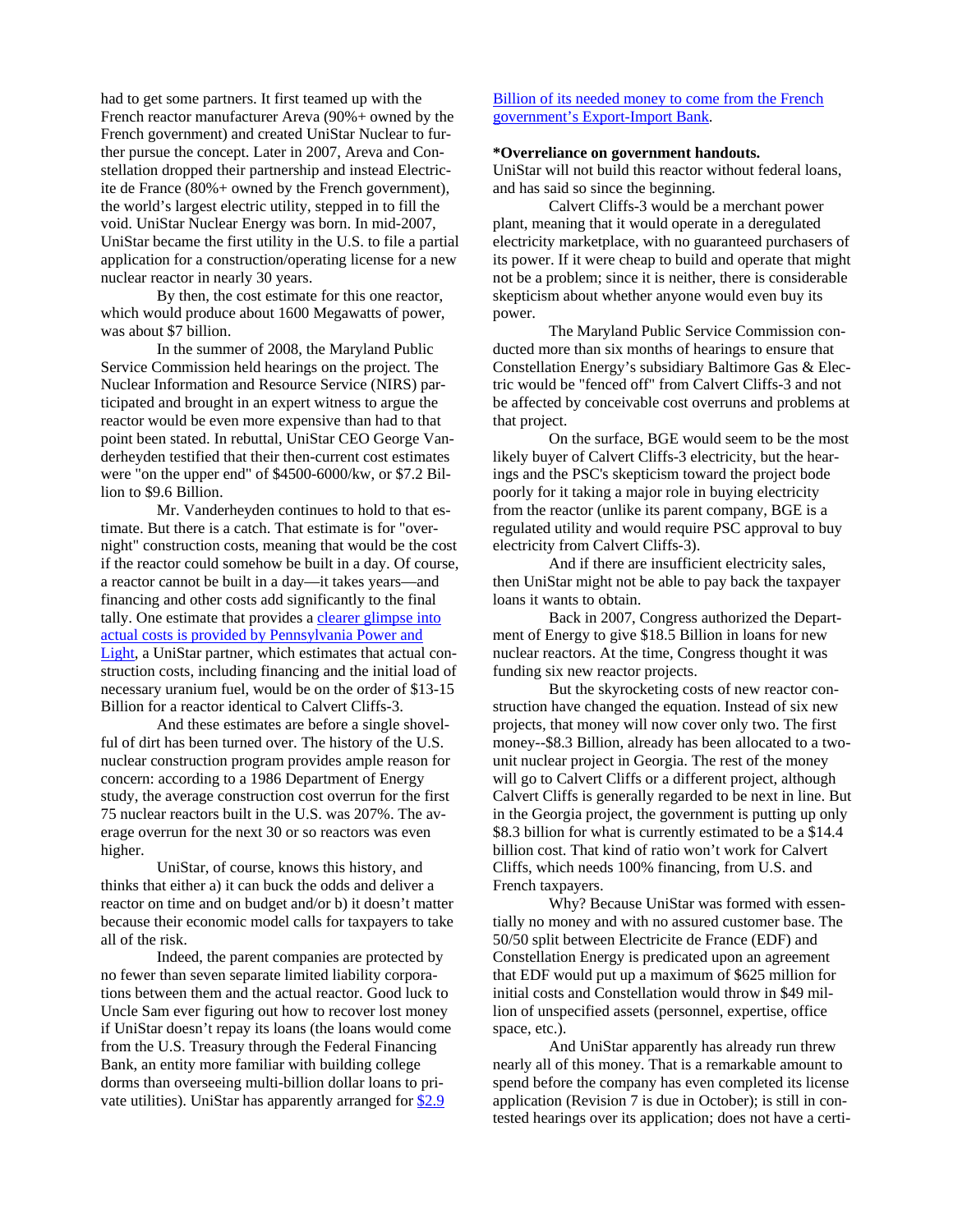had to get some partners. It first teamed up with the French reactor manufacturer Areva (90%+ owned by the French government) and created UniStar Nuclear to further pursue the concept. Later in 2007, Areva and Constellation dropped their partnership and instead Electricite de France (80%+ owned by the French government), the world's largest electric utility, stepped in to fill the void. UniStar Nuclear Energy was born. In mid-2007, UniStar became the first utility in the U.S. to file a partial application for a construction/operating license for a new nuclear reactor in nearly 30 years.

By then, the cost estimate for this one reactor, which would produce about 1600 Megawatts of power, was about $7 billion.

In the summer of 2008, the Maryland Public Service Commission held hearings on the project. The Nuclear Information and Resource Service (NIRS) participated and brought in an expert witness to argue the reactor would be even more expensive than had to that point been stated. In rebuttal, UniStar CEO George Vanderheyden testified that their then-current cost estimates were "on the upper end" of $4500-6000/kw, or $7.2 Billion to $9.6 Billion.

Mr. Vanderheyden continues to hold to that estimate. But there is a catch. That estimate is for "overnight" construction costs, meaning that would be the cost if the reactor could somehow be built in a day. Of course, a reactor cannot be built in a day—it takes years—and financing and other costs add significantly to the final tally. One estimate that provides a [clearer glimpse into actual costs is provided by Pennsylvania Power and Light](), a UniStar partner, which estimates that actual construction costs, including financing and the initial load of necessary uranium fuel, would be on the order of $13-15 Billion for a reactor identical to Calvert Cliffs-3.

And these estimates are before a single shovelful of dirt has been turned over. The history of the U.S. nuclear construction program provides ample reason for concern: according to a 1986 Department of Energy study, the average construction cost overrun for the first 75 nuclear reactors built in the U.S. was 207%. The average overrun for the next 30 or so reactors was even higher.

UniStar, of course, knows this history, and thinks that either a) it can buck the odds and deliver a reactor on time and on budget and/or b) it doesn't matter because their economic model calls for taxpayers to take all of the risk.

Indeed, the parent companies are protected by no fewer than seven separate limited liability corporations between them and the actual reactor. Good luck to Uncle Sam ever figuring out how to recover lost money if UniStar doesn't repay its loans (the loans would come from the U.S. Treasury through the Federal Financing Bank, an entity more familiar with building college dorms than overseeing multi-billion dollar loans to private utilities). UniStar has apparently arranged for [$2.9 Billion of its needed money to come from the French government's Export-Import Bank]().

**\*Overreliance on government handouts.**

UniStar will not build this reactor without federal loans, and has said so since the beginning.

Calvert Cliffs-3 would be a merchant power plant, meaning that it would operate in a deregulated electricity marketplace, with no guaranteed purchasers of its power. If it were cheap to build and operate that might not be a problem; since it is neither, there is considerable skepticism about whether anyone would even buy its power.

The Maryland Public Service Commission conducted more than six months of hearings to ensure that Constellation Energy's subsidiary Baltimore Gas & Electric would be "fenced off" from Calvert Cliffs-3 and not be affected by conceivable cost overruns and problems at that project.

On the surface, BGE would seem to be the most likely buyer of Calvert Cliffs-3 electricity, but the hearings and the PSC's skepticism toward the project bode poorly for it taking a major role in buying electricity from the reactor (unlike its parent company, BGE is a regulated utility and would require PSC approval to buy electricity from Calvert Cliffs-3).

And if there are insufficient electricity sales, then UniStar might not be able to pay back the taxpayer loans it wants to obtain.

Back in 2007, Congress authorized the Department of Energy to give $18.5 Billion in loans for new nuclear reactors. At the time, Congress thought it was funding six new reactor projects.

But the skyrocketing costs of new reactor construction have changed the equation. Instead of six new projects, that money will now cover only two. The first money--$8.3 Billion, already has been allocated to a two-unit nuclear project in Georgia. The rest of the money will go to Calvert Cliffs or a different project, although Calvert Cliffs is generally regarded to be next in line. But in the Georgia project, the government is putting up only $8.3 billion for what is currently estimated to be a $14.4 billion cost. That kind of ratio won't work for Calvert Cliffs, which needs 100% financing, from U.S. and French taxpayers.

Why? Because UniStar was formed with essentially no money and with no assured customer base. The 50/50 split between Electricite de France (EDF) and Constellation Energy is predicated upon an agreement that EDF would put up a maximum of $625 million for initial costs and Constellation would throw in $49 million of unspecified assets (personnel, expertise, office space, etc.).

And UniStar apparently has already run threw nearly all of this money. That is a remarkable amount to spend before the company has even completed its license application (Revision 7 is due in October); is still in contested hearings over its application; does not have a certi-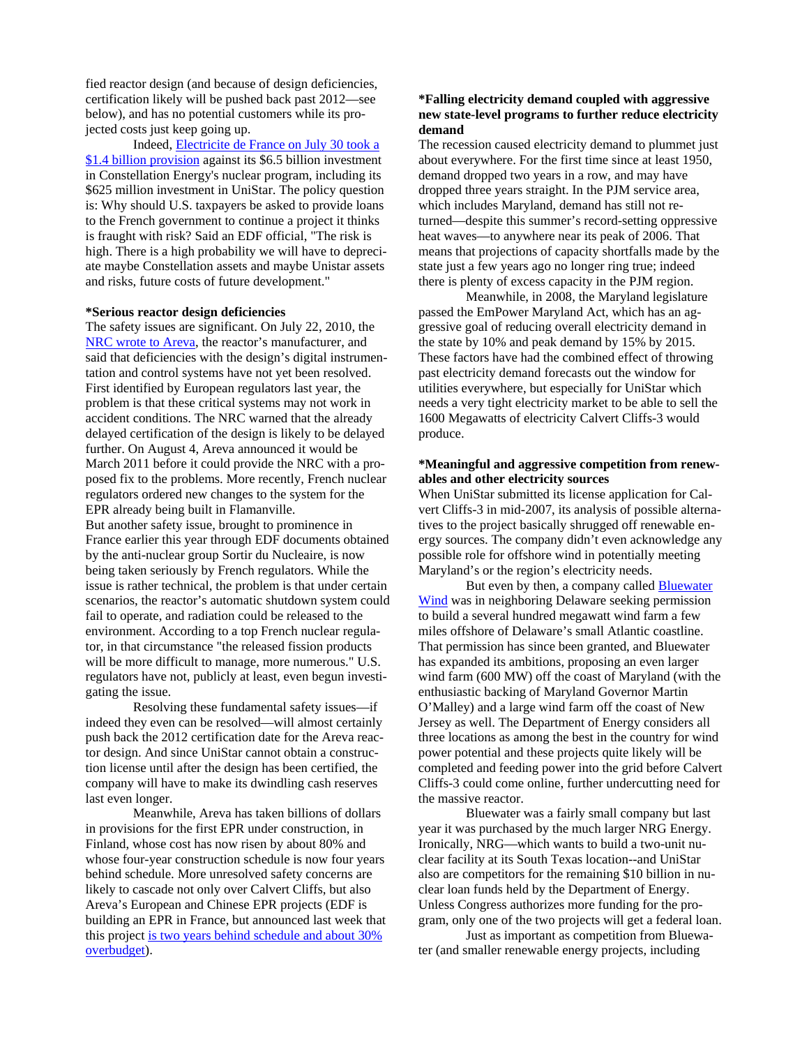fied reactor design (and because of design deficiencies, certification likely will be pushed back past 2012—see below), and has no potential customers while its projected costs just keep going up.

Indeed, Electricite de France on July 30 took a $1.4 billion provision against its $6.5 billion investment in Constellation Energy's nuclear program, including its $625 million investment in UniStar. The policy question is: Why should U.S. taxpayers be asked to provide loans to the French government to continue a project it thinks is fraught with risk? Said an EDF official, "The risk is high. There is a high probability we will have to depreciate maybe Constellation assets and maybe Unistar assets and risks, future costs of future development."

**\*Serious reactor design deficiencies**

The safety issues are significant. On July 22, 2010, the NRC wrote to Areva, the reactor's manufacturer, and said that deficiencies with the design's digital instrumentation and control systems have not yet been resolved. First identified by European regulators last year, the problem is that these critical systems may not work in accident conditions. The NRC warned that the already delayed certification of the design is likely to be delayed further. On August 4, Areva announced it would be March 2011 before it could provide the NRC with a proposed fix to the problems. More recently, French nuclear regulators ordered new changes to the system for the EPR already being built in Flamanville.

But another safety issue, brought to prominence in France earlier this year through EDF documents obtained by the anti-nuclear group Sortir du Nucleaire, is now being taken seriously by French regulators. While the issue is rather technical, the problem is that under certain scenarios, the reactor's automatic shutdown system could fail to operate, and radiation could be released to the environment. According to a top French nuclear regulator, in that circumstance "the released fission products will be more difficult to manage, more numerous." U.S. regulators have not, publicly at least, even begun investigating the issue.

Resolving these fundamental safety issues—if indeed they even can be resolved—will almost certainly push back the 2012 certification date for the Areva reactor design. And since UniStar cannot obtain a construction license until after the design has been certified, the company will have to make its dwindling cash reserves last even longer.

Meanwhile, Areva has taken billions of dollars in provisions for the first EPR under construction, in Finland, whose cost has now risen by about 80% and whose four-year construction schedule is now four years behind schedule. More unresolved safety concerns are likely to cascade not only over Calvert Cliffs, but also Areva's European and Chinese EPR projects (EDF is building an EPR in France, but announced last week that this project is two years behind schedule and about 30% overbudget).

**\*Falling electricity demand coupled with aggressive new state-level programs to further reduce electricity demand**

The recession caused electricity demand to plummet just about everywhere. For the first time since at least 1950, demand dropped two years in a row, and may have dropped three years straight. In the PJM service area, which includes Maryland, demand has still not returned—despite this summer's record-setting oppressive heat waves—to anywhere near its peak of 2006. That means that projections of capacity shortfalls made by the state just a few years ago no longer ring true; indeed there is plenty of excess capacity in the PJM region.

Meanwhile, in 2008, the Maryland legislature passed the EmPower Maryland Act, which has an aggressive goal of reducing overall electricity demand in the state by 10% and peak demand by 15% by 2015. These factors have had the combined effect of throwing past electricity demand forecasts out the window for utilities everywhere, but especially for UniStar which needs a very tight electricity market to be able to sell the 1600 Megawatts of electricity Calvert Cliffs-3 would produce.

**\*Meaningful and aggressive competition from renewables and other electricity sources**

When UniStar submitted its license application for Calvert Cliffs-3 in mid-2007, its analysis of possible alternatives to the project basically shrugged off renewable energy sources. The company didn't even acknowledge any possible role for offshore wind in potentially meeting Maryland's or the region's electricity needs.

But even by then, a company called Bluewater Wind was in neighboring Delaware seeking permission to build a several hundred megawatt wind farm a few miles offshore of Delaware's small Atlantic coastline. That permission has since been granted, and Bluewater has expanded its ambitions, proposing an even larger wind farm (600 MW) off the coast of Maryland (with the enthusiastic backing of Maryland Governor Martin O'Malley) and a large wind farm off the coast of New Jersey as well. The Department of Energy considers all three locations as among the best in the country for wind power potential and these projects quite likely will be completed and feeding power into the grid before Calvert Cliffs-3 could come online, further undercutting need for the massive reactor.

Bluewater was a fairly small company but last year it was purchased by the much larger NRG Energy. Ironically, NRG—which wants to build a two-unit nuclear facility at its South Texas location--and UniStar also are competitors for the remaining $10 billion in nuclear loan funds held by the Department of Energy. Unless Congress authorizes more funding for the program, only one of the two projects will get a federal loan.

Just as important as competition from Bluewater (and smaller renewable energy projects, including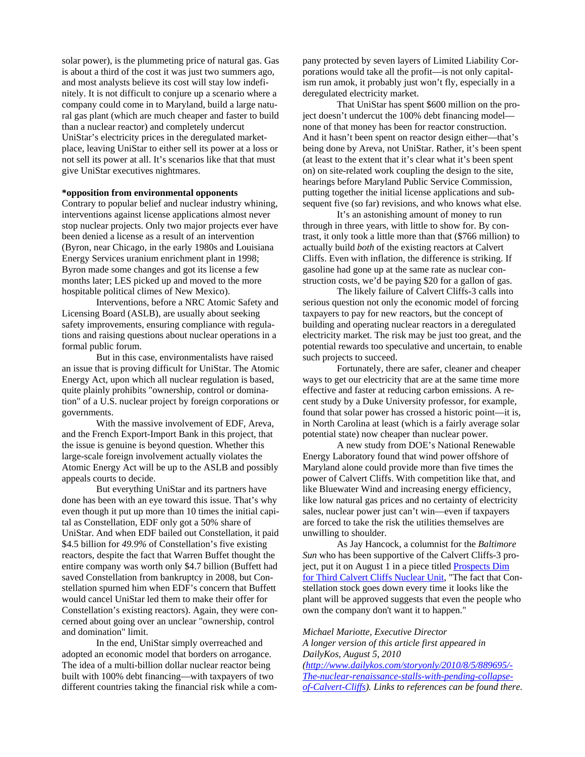solar power), is the plummeting price of natural gas. Gas is about a third of the cost it was just two summers ago, and most analysts believe its cost will stay low indefinitely. It is not difficult to conjure up a scenario where a company could come in to Maryland, build a large natural gas plant (which are much cheaper and faster to build than a nuclear reactor) and completely undercut UniStar's electricity prices in the deregulated marketplace, leaving UniStar to either sell its power at a loss or not sell its power at all. It's scenarios like that that must give UniStar executives nightmares.

**\*opposition from environmental opponents**

Contrary to popular belief and nuclear industry whining, interventions against license applications almost never stop nuclear projects. Only two major projects ever have been denied a license as a result of an intervention (Byron, near Chicago, in the early 1980s and Louisiana Energy Services uranium enrichment plant in 1998; Byron made some changes and got its license a few months later; LES picked up and moved to the more hospitable political climes of New Mexico).

Interventions, before a NRC Atomic Safety and Licensing Board (ASLB), are usually about seeking safety improvements, ensuring compliance with regulations and raising questions about nuclear operations in a formal public forum.

But in this case, environmentalists have raised an issue that is proving difficult for UniStar. The Atomic Energy Act, upon which all nuclear regulation is based, quite plainly prohibits "ownership, control or domination" of a U.S. nuclear project by foreign corporations or governments.

With the massive involvement of EDF, Areva, and the French Export-Import Bank in this project, that the issue is genuine is beyond question. Whether this large-scale foreign involvement actually violates the Atomic Energy Act will be up to the ASLB and possibly appeals courts to decide.

But everything UniStar and its partners have done has been with an eye toward this issue. That's why even though it put up more than 10 times the initial capital as Constellation, EDF only got a 50% share of UniStar. And when EDF bailed out Constellation, it paid $4.5 billion for *49.9%* of Constellation's five existing reactors, despite the fact that Warren Buffet thought the entire company was worth only $4.7 billion (Buffett had saved Constellation from bankruptcy in 2008, but Constellation spurned him when EDF's concern that Buffett would cancel UniStar led them to make their offer for Constellation's existing reactors). Again, they were concerned about going over an unclear "ownership, control and domination" limit.

In the end, UniStar simply overreached and adopted an economic model that borders on arrogance. The idea of a multi-billion dollar nuclear reactor being built with 100% debt financing—with taxpayers of two different countries taking the financial risk while a company protected by seven layers of Limited Liability Corporations would take all the profit—is not only capitalism run amok, it probably just won't fly, especially in a deregulated electricity market.

That UniStar has spent $600 million on the project doesn't undercut the 100% debt financing model—none of that money has been for reactor construction. And it hasn't been spent on reactor design either—that's being done by Areva, not UniStar. Rather, it's been spent (at least to the extent that it's clear what it's been spent on) on site-related work coupling the design to the site, hearings before Maryland Public Service Commission, putting together the initial license applications and subsequent five (so far) revisions, and who knows what else.

It's an astonishing amount of money to run through in three years, with little to show for. By contrast, it only took a little more than that ($766 million) to actually build *both* of the existing reactors at Calvert Cliffs. Even with inflation, the difference is striking. If gasoline had gone up at the same rate as nuclear construction costs, we'd be paying $20 for a gallon of gas.

The likely failure of Calvert Cliffs-3 calls into serious question not only the economic model of forcing taxpayers to pay for new reactors, but the concept of building and operating nuclear reactors in a deregulated electricity market. The risk may be just too great, and the potential rewards too speculative and uncertain, to enable such projects to succeed.

Fortunately, there are safer, cleaner and cheaper ways to get our electricity that are at the same time more effective and faster at reducing carbon emissions. A recent study by a Duke University professor, for example, found that solar power has crossed a historic point—it is, in North Carolina at least (which is a fairly average solar potential state) now cheaper than nuclear power.

A new study from DOE's National Renewable Energy Laboratory found that wind power offshore of Maryland alone could provide more than five times the power of Calvert Cliffs. With competition like that, and like Bluewater Wind and increasing energy efficiency, like low natural gas prices and no certainty of electricity sales, nuclear power just can't win—even if taxpayers are forced to take the risk the utilities themselves are unwilling to shoulder.

As Jay Hancock, a columnist for the *Baltimore Sun* who has been supportive of the Calvert Cliffs-3 project, put it on August 1 in a piece titled Prospects Dim for Third Calvert Cliffs Nuclear Unit, "The fact that Constellation stock goes down every time it looks like the plant will be approved suggests that even the people who own the company don't want it to happen."

*Michael Mariotte, Executive Director*
*A longer version of this article first appeared in DailyKos, August 5, 2010 (http://www.dailykos.com/storyonly/2010/8/5/889695/-The-nuclear-renaissance-stalls-with-pending-collapse-of-Calvert-Cliffs). Links to references can be found there.*